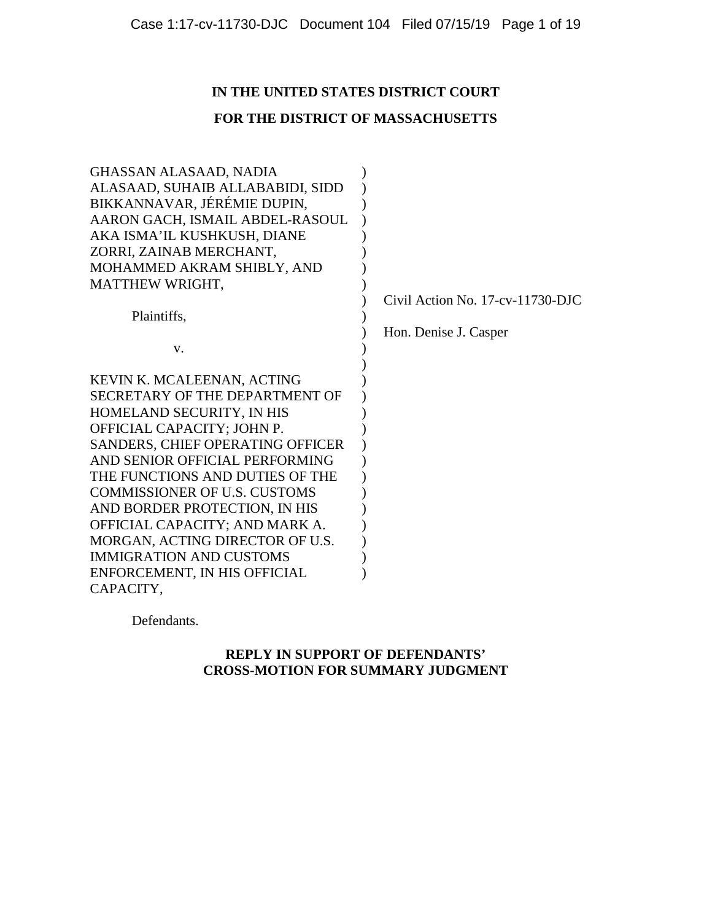**IN THE UNITED STATES DISTRICT COURT**

**FOR THE DISTRICT OF MASSACHUSETTS**

GHASSAN ALASAAD, NADIA ALASAAD, SUHAIB ALLABABIDI, SIDD BIKKANNAVAR, JÉRÉMIE DUPIN, AARON GACH, ISMAIL ABDEL-RASOUL AKA ISMA'IL KUSHKUSH, DIANE ZORRI, ZAINAB MERCHANT, MOHAMMED AKRAM SHIBLY, AND MATTHEW WRIGHT,

Plaintiffs,

v.

KEVIN K. MCALEENAN, ACTING SECRETARY OF THE DEPARTMENT OF HOMELAND SECURITY, IN HIS OFFICIAL CAPACITY; JOHN P. SANDERS, CHIEF OPERATING OFFICER AND SENIOR OFFICIAL PERFORMING THE FUNCTIONS AND DUTIES OF THE COMMISSIONER OF U.S. CUSTOMS AND BORDER PROTECTION, IN HIS OFFICIAL CAPACITY; AND MARK A. MORGAN, ACTING DIRECTOR OF U.S. IMMIGRATION AND CUSTOMS ENFORCEMENT, IN HIS OFFICIAL CAPACITY,

Defendants.

Civil Action No. 17-cv-11730-DJC

Hon. Denise J. Casper

**REPLY IN SUPPORT OF DEFENDANTS' CROSS-MOTION FOR SUMMARY JUDGMENT**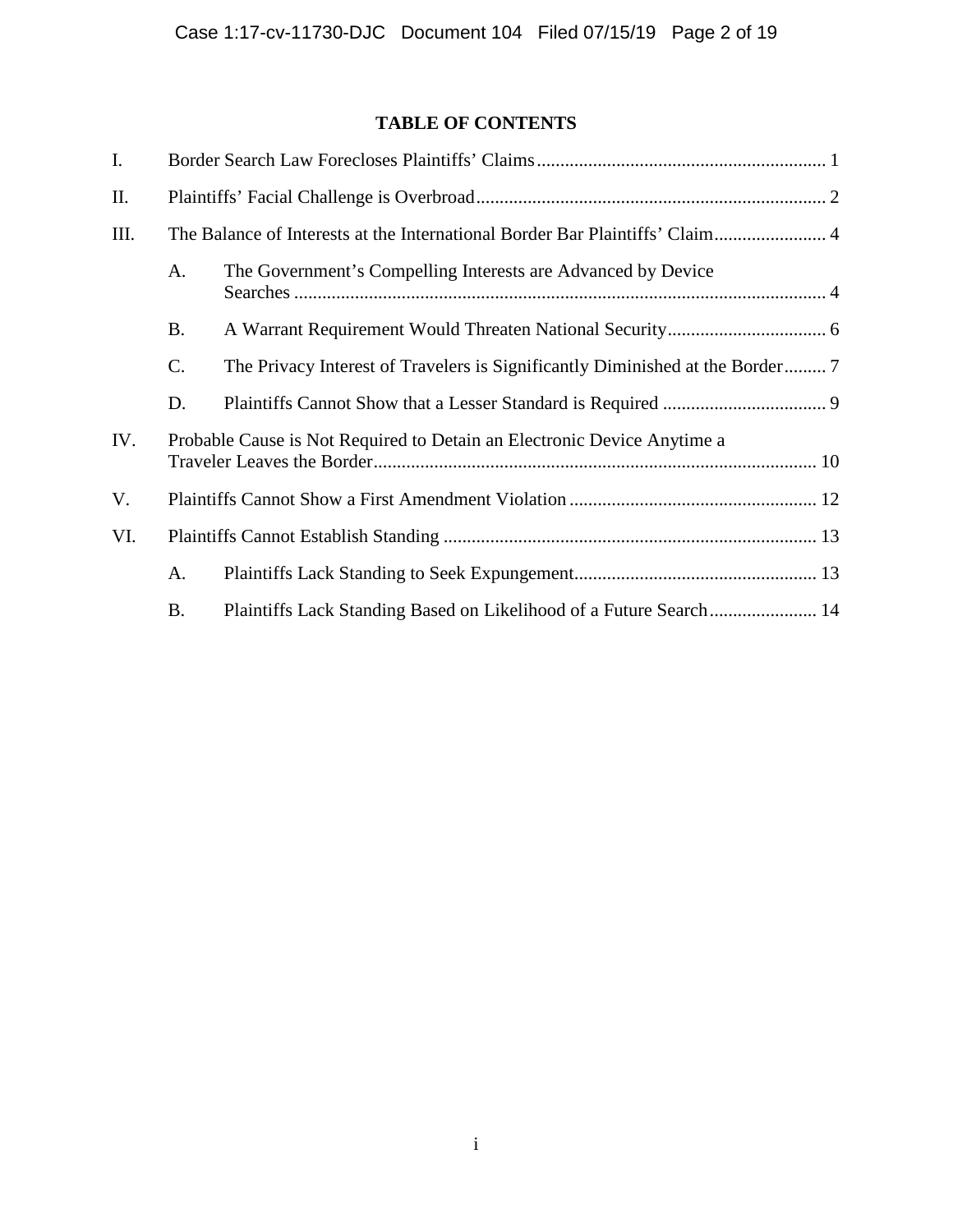## TABLE OF CONTENTS

I. Border Search Law Forecloses Plaintiffs' Claims ... 1

II. Plaintiffs' Facial Challenge is Overbroad ... 2

III. The Balance of Interests at the International Border Bar Plaintiffs' Claim ... 4

- A. The Government's Compelling Interests are Advanced by Device Searches ... 4
- B. A Warrant Requirement Would Threaten National Security ... 6
- C. The Privacy Interest of Travelers is Significantly Diminished at the Border ... 7
- D. Plaintiffs Cannot Show that a Lesser Standard is Required ... 9

IV. Probable Cause is Not Required to Detain an Electronic Device Anytime a Traveler Leaves the Border ... 10

V. Plaintiffs Cannot Show a First Amendment Violation ... 12

VI. Plaintiffs Cannot Establish Standing ... 13

- A. Plaintiffs Lack Standing to Seek Expungement ... 13
- B. Plaintiffs Lack Standing Based on Likelihood of a Future Search ... 14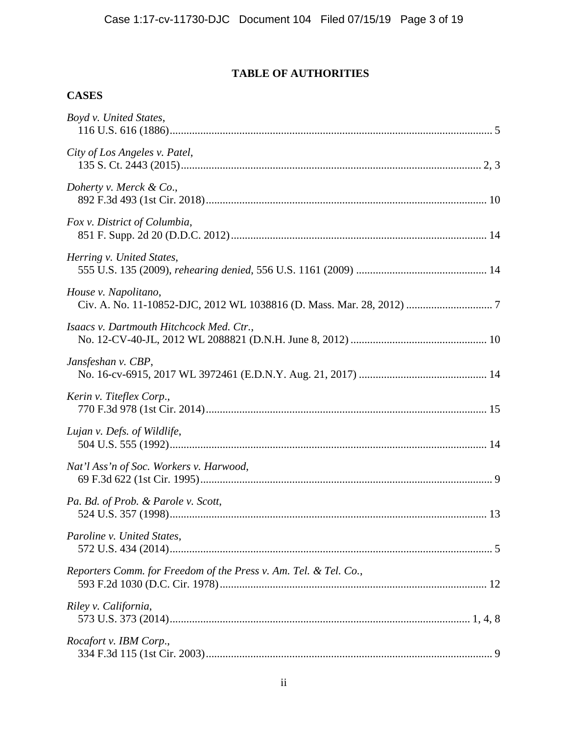## TABLE OF AUTHORITIES

### CASES

*Boyd v. United States*, 116 U.S. 616 (1886) .......... 5

*City of Los Angeles v. Patel*, 135 S. Ct. 2443 (2015) .......... 2, 3

*Doherty v. Merck & Co.*, 892 F.3d 493 (1st Cir. 2018) .......... 10

*Fox v. District of Columbia*, 851 F. Supp. 2d 20 (D.D.C. 2012) .......... 14

*Herring v. United States*, 555 U.S. 135 (2009), *rehearing denied*, 556 U.S. 1161 (2009) .......... 14

*House v. Napolitano*, Civ. A. No. 11-10852-DJC, 2012 WL 1038816 (D. Mass. Mar. 28, 2012) .......... 7

*Isaacs v. Dartmouth Hitchcock Med. Ctr.*, No. 12-CV-40-JL, 2012 WL 2088821 (D.N.H. June 8, 2012) .......... 10

*Jansfeshan v. CBP*, No. 16-cv-6915, 2017 WL 3972461 (E.D.N.Y. Aug. 21, 2017) .......... 14

*Kerin v. Titeflex Corp.*, 770 F.3d 978 (1st Cir. 2014) .......... 15

*Lujan v. Defs. of Wildlife*, 504 U.S. 555 (1992) .......... 14

*Nat'l Ass'n of Soc. Workers v. Harwood*, 69 F.3d 622 (1st Cir. 1995) .......... 9

*Pa. Bd. of Prob. & Parole v. Scott*, 524 U.S. 357 (1998) .......... 13

*Paroline v. United States*, 572 U.S. 434 (2014) .......... 5

*Reporters Comm. for Freedom of the Press v. Am. Tel. & Tel. Co.*, 593 F.2d 1030 (D.C. Cir. 1978) .......... 12

*Riley v. California*, 573 U.S. 373 (2014) .......... 1, 4, 8

*Rocafort v. IBM Corp.*, 334 F.3d 115 (1st Cir. 2003) .......... 9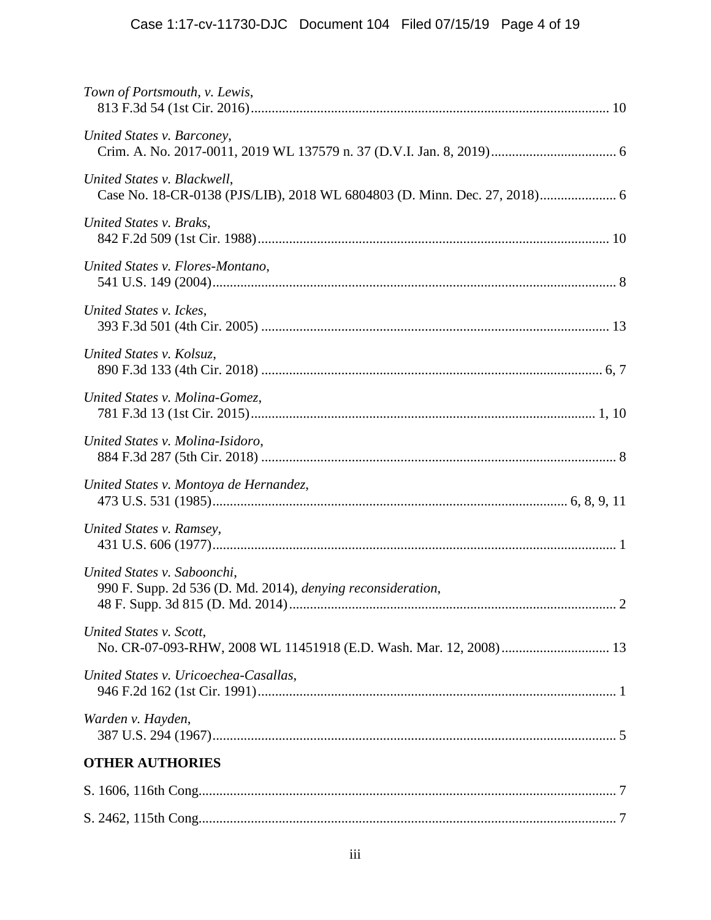*Town of Portsmouth, v. Lewis*,
813 F.3d 54 (1st Cir. 2016) ........................................................................................................ 10

*United States v. Barconey*,
Crim. A. No. 2017-0011, 2019 WL 137579 n. 37 (D.V.I. Jan. 8, 2019) .................................... 6

*United States v. Blackwell*,
Case No. 18-CR-0138 (PJS/LIB), 2018 WL 6804803 (D. Minn. Dec. 27, 2018) ...................... 6

*United States v. Braks*,
842 F.2d 509 (1st Cir. 1988) ...................................................................................................... 10

*United States v. Flores-Montano*,
541 U.S. 149 (2004) ..................................................................................................................... 8

*United States v. Ickes*,
393 F.3d 501 (4th Cir. 2005) ...................................................................................................... 13

*United States v. Kolsuz*,
890 F.3d 133 (4th Cir. 2018) .................................................................................................... 6, 7

*United States v. Molina-Gomez*,
781 F.3d 13 (1st Cir. 2015) ..................................................................................................... 1, 10

*United States v. Molina-Isidoro*,
884 F.3d 287 (5th Cir. 2018) ........................................................................................................ 8

*United States v. Montoya de Hernandez*,
473 U.S. 531 (1985) ...................................................................................................... 6, 8, 9, 11

*United States v. Ramsey*,
431 U.S. 606 (1977) ..................................................................................................................... 1

*United States v. Saboonchi*,
990 F. Supp. 2d 536 (D. Md. 2014), *denying reconsideration*,
48 F. Supp. 3d 815 (D. Md. 2014) ............................................................................................... 2

*United States v. Scott*,
No. CR-07-093-RHW, 2008 WL 11451918 (E.D. Wash. Mar. 12, 2008) ............................... 13

*United States v. Uricoechea-Casallas*,
946 F.2d 162 (1st Cir. 1991) ........................................................................................................ 1

*Warden v. Hayden*,
387 U.S. 294 (1967) ..................................................................................................................... 5

**OTHER AUTHORIES**

S. 1606, 116th Cong. ...................................................................................................................... 7

S. 2462, 115th Cong. ...................................................................................................................... 7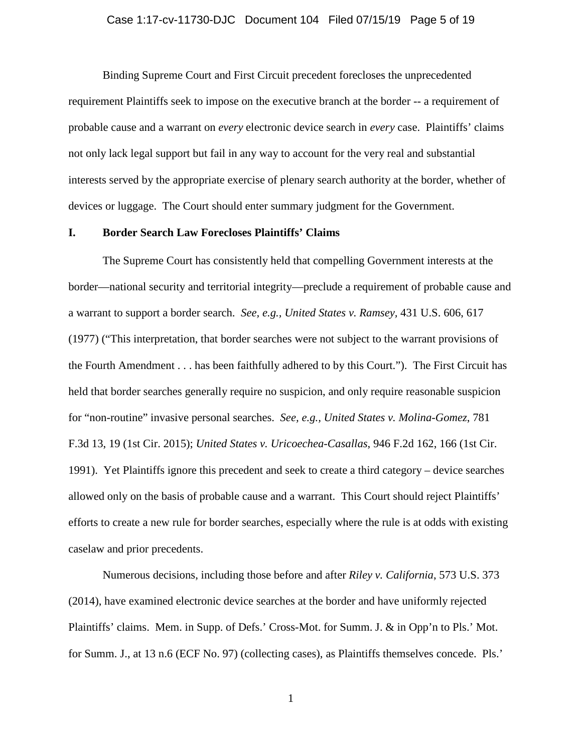Binding Supreme Court and First Circuit precedent forecloses the unprecedented requirement Plaintiffs seek to impose on the executive branch at the border -- a requirement of probable cause and a warrant on *every* electronic device search in *every* case. Plaintiffs' claims not only lack legal support but fail in any way to account for the very real and substantial interests served by the appropriate exercise of plenary search authority at the border, whether of devices or luggage. The Court should enter summary judgment for the Government.

## I. Border Search Law Forecloses Plaintiffs' Claims

The Supreme Court has consistently held that compelling Government interests at the border—national security and territorial integrity—preclude a requirement of probable cause and a warrant to support a border search. *See, e.g.*, *United States v. Ramsey*, 431 U.S. 606, 617 (1977) ("This interpretation, that border searches were not subject to the warrant provisions of the Fourth Amendment . . . has been faithfully adhered to by this Court."). The First Circuit has held that border searches generally require no suspicion, and only require reasonable suspicion for "non-routine" invasive personal searches. *See, e.g., United States v. Molina-Gomez*, 781 F.3d 13, 19 (1st Cir. 2015); *United States v. Uricoechea-Casallas*, 946 F.2d 162, 166 (1st Cir. 1991). Yet Plaintiffs ignore this precedent and seek to create a third category – device searches allowed only on the basis of probable cause and a warrant. This Court should reject Plaintiffs' efforts to create a new rule for border searches, especially where the rule is at odds with existing caselaw and prior precedents.

Numerous decisions, including those before and after *Riley v. California*, 573 U.S. 373 (2014), have examined electronic device searches at the border and have uniformly rejected Plaintiffs' claims. Mem. in Supp. of Defs.' Cross-Mot. for Summ. J. & in Opp'n to Pls.' Mot. for Summ. J., at 13 n.6 (ECF No. 97) (collecting cases), as Plaintiffs themselves concede. Pls.'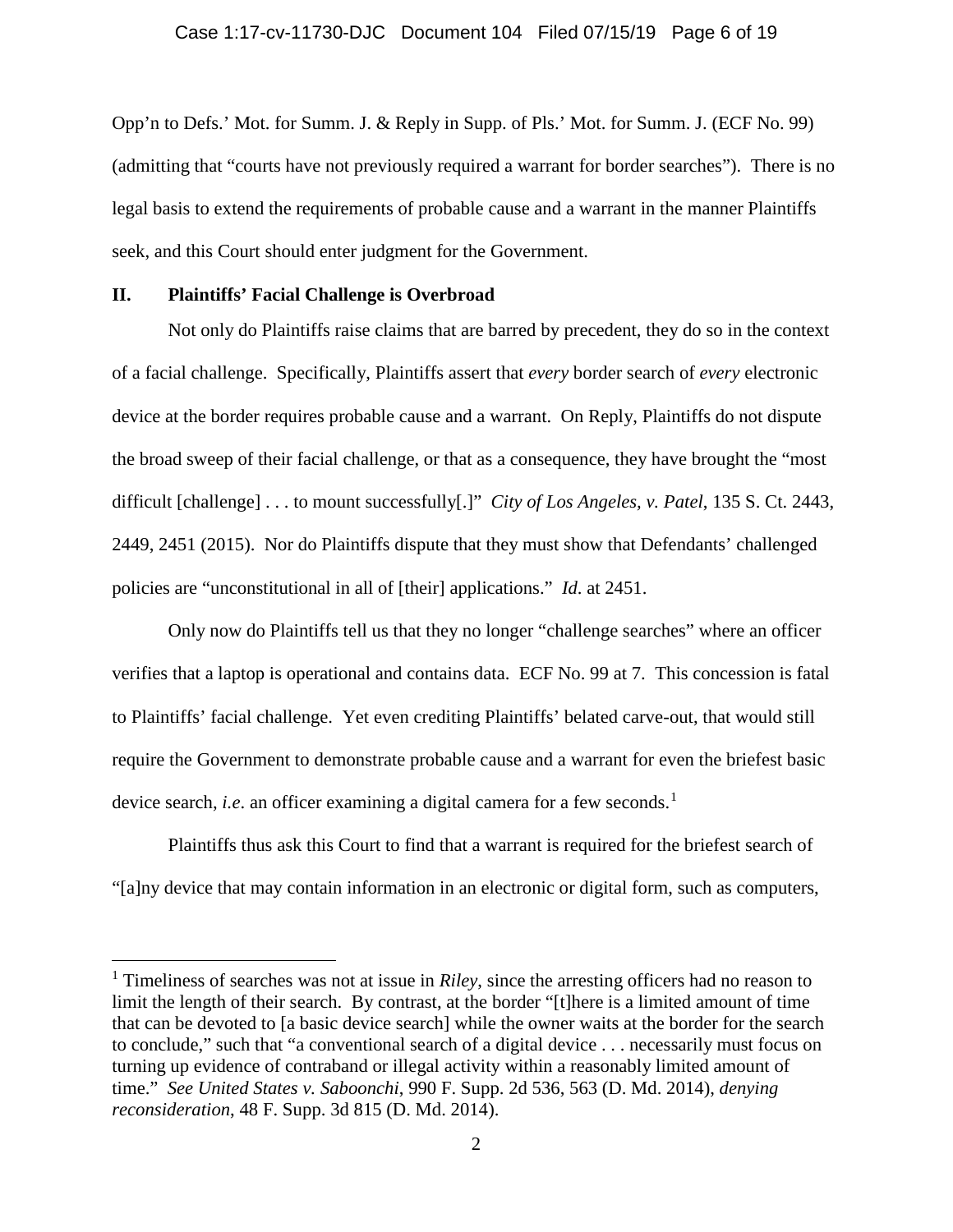Opp'n to Defs.' Mot. for Summ. J. & Reply in Supp. of Pls.' Mot. for Summ. J. (ECF No. 99) (admitting that "courts have not previously required a warrant for border searches"). There is no legal basis to extend the requirements of probable cause and a warrant in the manner Plaintiffs seek, and this Court should enter judgment for the Government.

## II. Plaintiffs' Facial Challenge is Overbroad

Not only do Plaintiffs raise claims that are barred by precedent, they do so in the context of a facial challenge. Specifically, Plaintiffs assert that *every* border search of *every* electronic device at the border requires probable cause and a warrant. On Reply, Plaintiffs do not dispute the broad sweep of their facial challenge, or that as a consequence, they have brought the "most difficult [challenge] . . . to mount successfully[.]" *City of Los Angeles, v. Patel*, 135 S. Ct. 2443, 2449, 2451 (2015). Nor do Plaintiffs dispute that they must show that Defendants' challenged policies are "unconstitutional in all of [their] applications." *Id*. at 2451.

Only now do Plaintiffs tell us that they no longer "challenge searches" where an officer verifies that a laptop is operational and contains data. ECF No. 99 at 7. This concession is fatal to Plaintiffs' facial challenge. Yet even crediting Plaintiffs' belated carve-out, that would still require the Government to demonstrate probable cause and a warrant for even the briefest basic device search, *i.e*. an officer examining a digital camera for a few seconds.[1]

Plaintiffs thus ask this Court to find that a warrant is required for the briefest search of "[a]ny device that may contain information in an electronic or digital form, such as computers,

---

[1] Timeliness of searches was not at issue in *Riley*, since the arresting officers had no reason to limit the length of their search. By contrast, at the border "[t]here is a limited amount of time that can be devoted to [a basic device search] while the owner waits at the border for the search to conclude," such that "a conventional search of a digital device . . . necessarily must focus on turning up evidence of contraband or illegal activity within a reasonably limited amount of time." *See United States v. Saboonchi*, 990 F. Supp. 2d 536, 563 (D. Md. 2014), *denying reconsideration*, 48 F. Supp. 3d 815 (D. Md. 2014).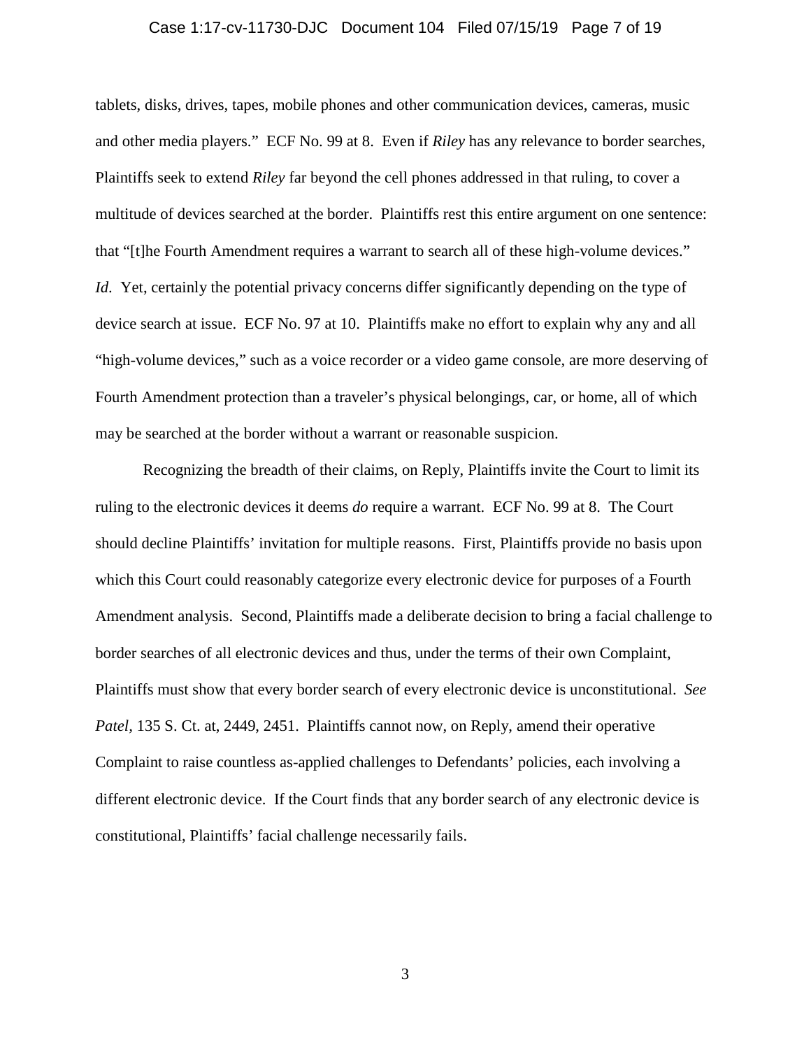tablets, disks, drives, tapes, mobile phones and other communication devices, cameras, music and other media players." ECF No. 99 at 8. Even if *Riley* has any relevance to border searches, Plaintiffs seek to extend *Riley* far beyond the cell phones addressed in that ruling, to cover a multitude of devices searched at the border. Plaintiffs rest this entire argument on one sentence: that "[t]he Fourth Amendment requires a warrant to search all of these high-volume devices." *Id.* Yet, certainly the potential privacy concerns differ significantly depending on the type of device search at issue. ECF No. 97 at 10. Plaintiffs make no effort to explain why any and all "high-volume devices," such as a voice recorder or a video game console, are more deserving of Fourth Amendment protection than a traveler's physical belongings, car, or home, all of which may be searched at the border without a warrant or reasonable suspicion.

Recognizing the breadth of their claims, on Reply, Plaintiffs invite the Court to limit its ruling to the electronic devices it deems *do* require a warrant. ECF No. 99 at 8. The Court should decline Plaintiffs' invitation for multiple reasons. First, Plaintiffs provide no basis upon which this Court could reasonably categorize every electronic device for purposes of a Fourth Amendment analysis. Second, Plaintiffs made a deliberate decision to bring a facial challenge to border searches of all electronic devices and thus, under the terms of their own Complaint, Plaintiffs must show that every border search of every electronic device is unconstitutional. *See Patel*, 135 S. Ct. at, 2449, 2451. Plaintiffs cannot now, on Reply, amend their operative Complaint to raise countless as-applied challenges to Defendants' policies, each involving a different electronic device. If the Court finds that any border search of any electronic device is constitutional, Plaintiffs' facial challenge necessarily fails.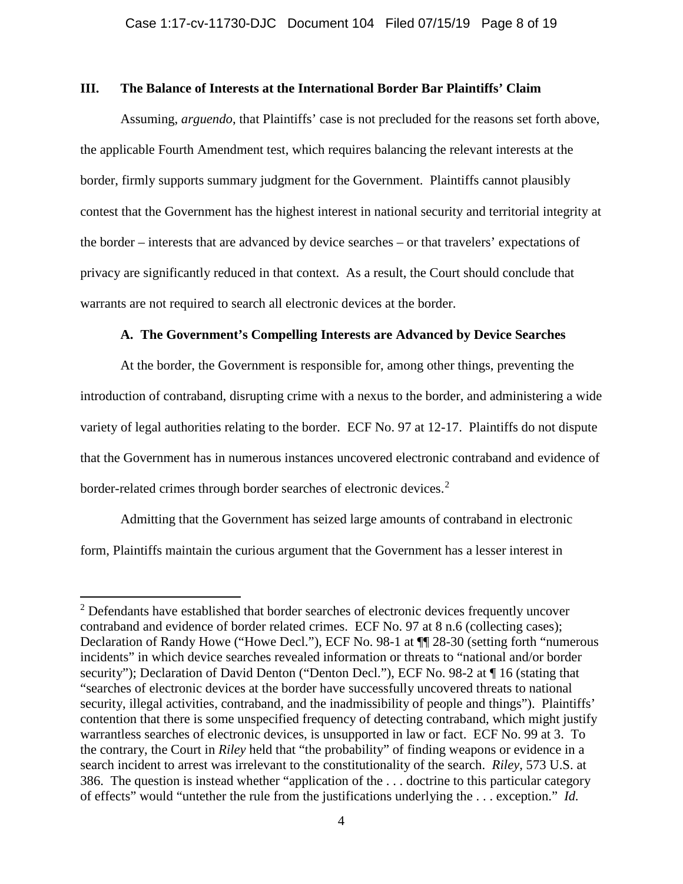## III. The Balance of Interests at the International Border Bar Plaintiffs' Claim

Assuming, *arguendo*, that Plaintiffs' case is not precluded for the reasons set forth above, the applicable Fourth Amendment test, which requires balancing the relevant interests at the border, firmly supports summary judgment for the Government. Plaintiffs cannot plausibly contest that the Government has the highest interest in national security and territorial integrity at the border – interests that are advanced by device searches – or that travelers' expectations of privacy are significantly reduced in that context. As a result, the Court should conclude that warrants are not required to search all electronic devices at the border.

### A. The Government's Compelling Interests are Advanced by Device Searches

At the border, the Government is responsible for, among other things, preventing the introduction of contraband, disrupting crime with a nexus to the border, and administering a wide variety of legal authorities relating to the border. ECF No. 97 at 12-17. Plaintiffs do not dispute that the Government has in numerous instances uncovered electronic contraband and evidence of border-related crimes through border searches of electronic devices.[2]

Admitting that the Government has seized large amounts of contraband in electronic form, Plaintiffs maintain the curious argument that the Government has a lesser interest in

---

[2] Defendants have established that border searches of electronic devices frequently uncover contraband and evidence of border related crimes. ECF No. 97 at 8 n.6 (collecting cases); Declaration of Randy Howe ("Howe Decl."), ECF No. 98-1 at ¶¶ 28-30 (setting forth "numerous incidents" in which device searches revealed information or threats to "national and/or border security"); Declaration of David Denton ("Denton Decl."), ECF No. 98-2 at ¶ 16 (stating that "searches of electronic devices at the border have successfully uncovered threats to national security, illegal activities, contraband, and the inadmissibility of people and things"). Plaintiffs' contention that there is some unspecified frequency of detecting contraband, which might justify warrantless searches of electronic devices, is unsupported in law or fact. ECF No. 99 at 3. To the contrary, the Court in *Riley* held that "the probability" of finding weapons or evidence in a search incident to arrest was irrelevant to the constitutionality of the search. *Riley*, 573 U.S. at 386. The question is instead whether "application of the . . . doctrine to this particular category of effects" would "untether the rule from the justifications underlying the . . . exception." *Id.*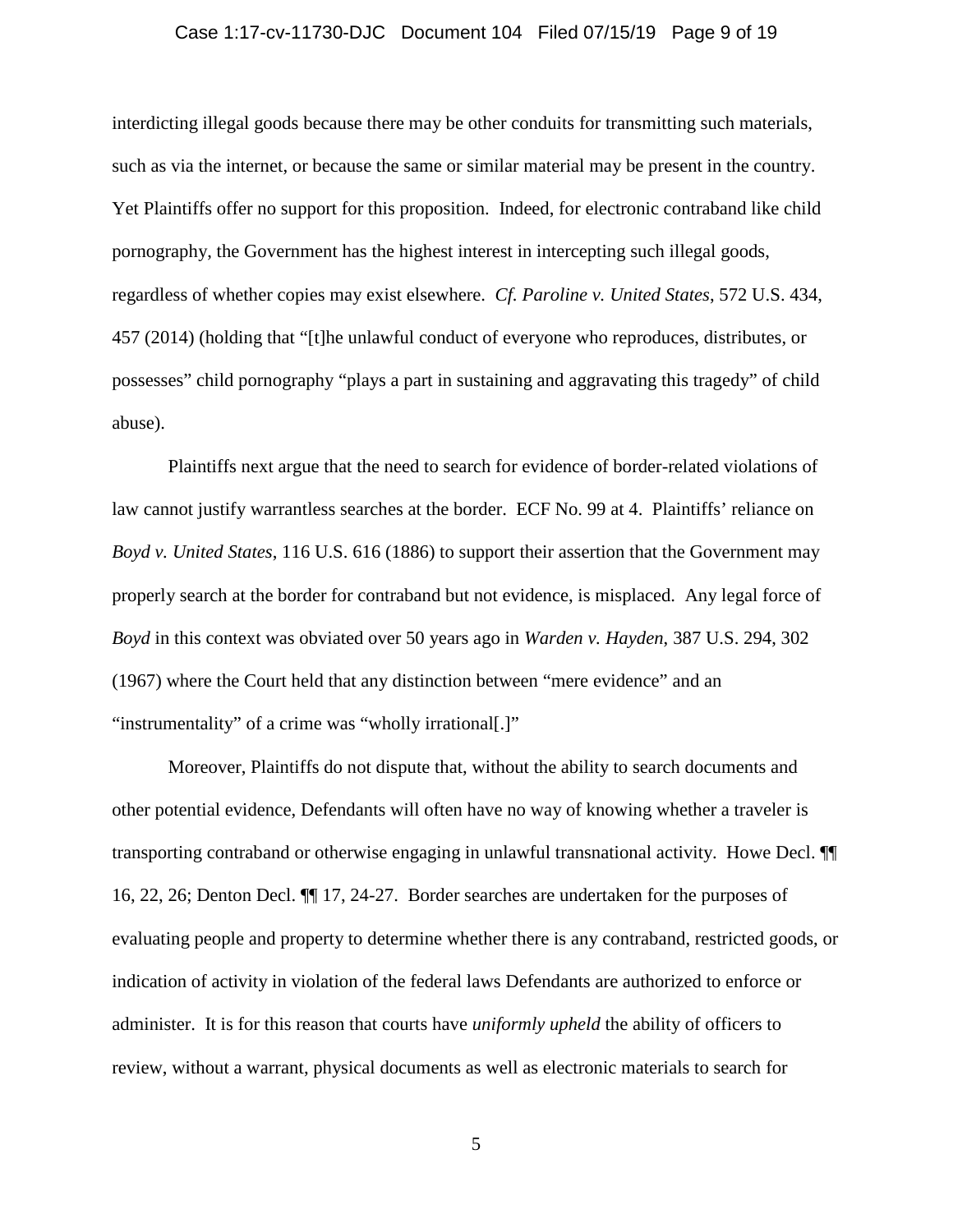interdicting illegal goods because there may be other conduits for transmitting such materials, such as via the internet, or because the same or similar material may be present in the country. Yet Plaintiffs offer no support for this proposition. Indeed, for electronic contraband like child pornography, the Government has the highest interest in intercepting such illegal goods, regardless of whether copies may exist elsewhere. *Cf. Paroline v. United States*, 572 U.S. 434, 457 (2014) (holding that "[t]he unlawful conduct of everyone who reproduces, distributes, or possesses" child pornography "plays a part in sustaining and aggravating this tragedy" of child abuse).

Plaintiffs next argue that the need to search for evidence of border-related violations of law cannot justify warrantless searches at the border. ECF No. 99 at 4. Plaintiffs' reliance on *Boyd v. United States*, 116 U.S. 616 (1886) to support their assertion that the Government may properly search at the border for contraband but not evidence, is misplaced. Any legal force of *Boyd* in this context was obviated over 50 years ago in *Warden v. Hayden*, 387 U.S. 294, 302 (1967) where the Court held that any distinction between "mere evidence" and an "instrumentality" of a crime was "wholly irrational[.]"

Moreover, Plaintiffs do not dispute that, without the ability to search documents and other potential evidence, Defendants will often have no way of knowing whether a traveler is transporting contraband or otherwise engaging in unlawful transnational activity. Howe Decl. ¶¶ 16, 22, 26; Denton Decl. ¶¶ 17, 24-27. Border searches are undertaken for the purposes of evaluating people and property to determine whether there is any contraband, restricted goods, or indication of activity in violation of the federal laws Defendants are authorized to enforce or administer. It is for this reason that courts have *uniformly upheld* the ability of officers to review, without a warrant, physical documents as well as electronic materials to search for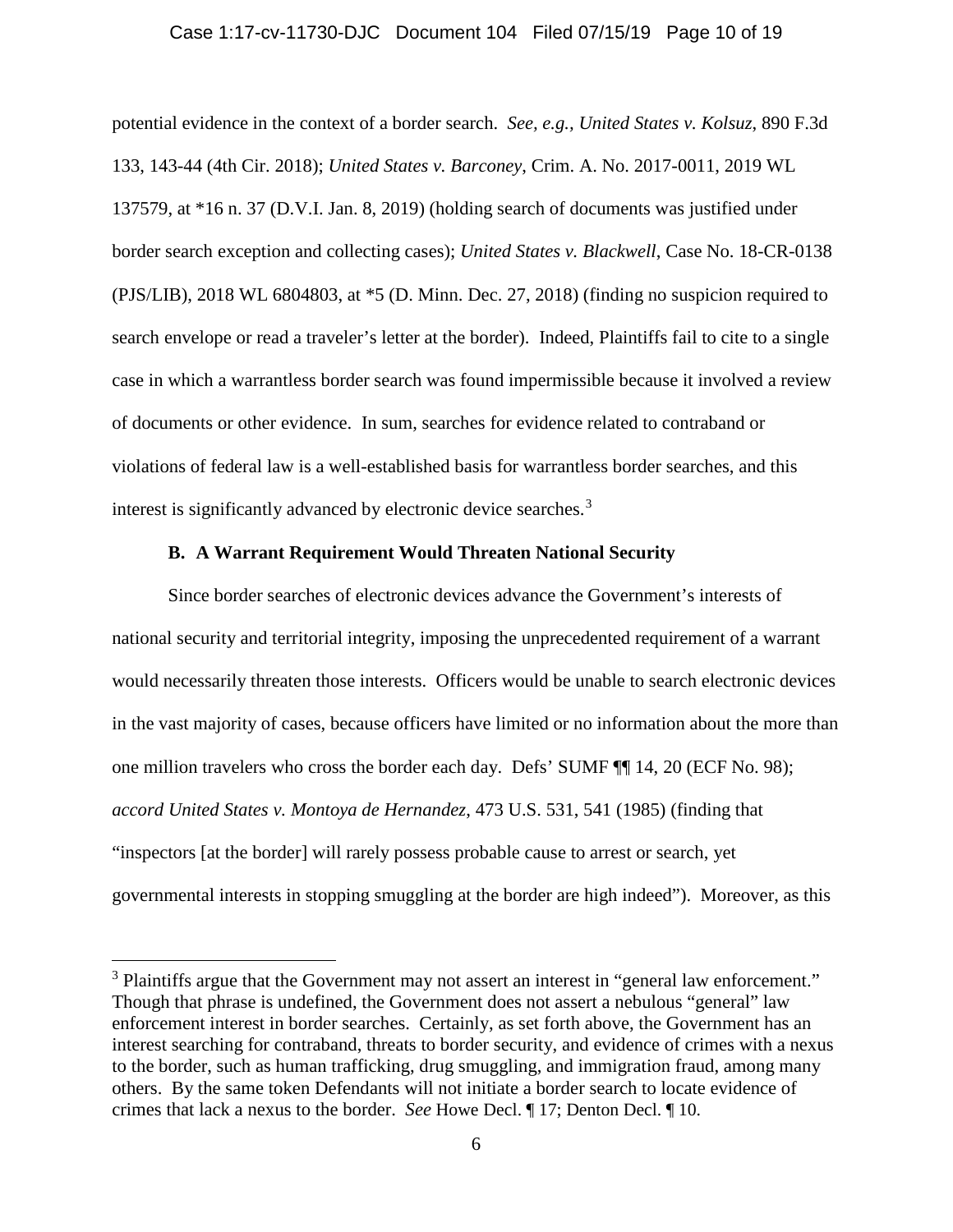potential evidence in the context of a border search. *See, e.g.*, *United States v. Kolsuz*, 890 F.3d 133, 143-44 (4th Cir. 2018); *United States v. Barconey*, Crim. A. No. 2017-0011, 2019 WL 137579, at *16 n. 37 (D.V.I. Jan. 8, 2019) (holding search of documents was justified under border search exception and collecting cases); *United States v. Blackwell*, Case No. 18-CR-0138 (PJS/LIB), 2018 WL 6804803, at *5 (D. Minn. Dec. 27, 2018) (finding no suspicion required to search envelope or read a traveler's letter at the border). Indeed, Plaintiffs fail to cite to a single case in which a warrantless border search was found impermissible because it involved a review of documents or other evidence. In sum, searches for evidence related to contraband or violations of federal law is a well-established basis for warrantless border searches, and this interest is significantly advanced by electronic device searches.[3]

### B. A Warrant Requirement Would Threaten National Security

Since border searches of electronic devices advance the Government's interests of national security and territorial integrity, imposing the unprecedented requirement of a warrant would necessarily threaten those interests. Officers would be unable to search electronic devices in the vast majority of cases, because officers have limited or no information about the more than one million travelers who cross the border each day. Defs' SUMF ¶¶ 14, 20 (ECF No. 98); *accord United States v. Montoya de Hernandez*, 473 U.S. 531, 541 (1985) (finding that "inspectors [at the border] will rarely possess probable cause to arrest or search, yet governmental interests in stopping smuggling at the border are high indeed"). Moreover, as this

---

[3] Plaintiffs argue that the Government may not assert an interest in "general law enforcement." Though that phrase is undefined, the Government does not assert a nebulous "general" law enforcement interest in border searches. Certainly, as set forth above, the Government has an interest searching for contraband, threats to border security, and evidence of crimes with a nexus to the border, such as human trafficking, drug smuggling, and immigration fraud, among many others. By the same token Defendants will not initiate a border search to locate evidence of crimes that lack a nexus to the border. *See* Howe Decl. ¶ 17; Denton Decl. ¶ 10.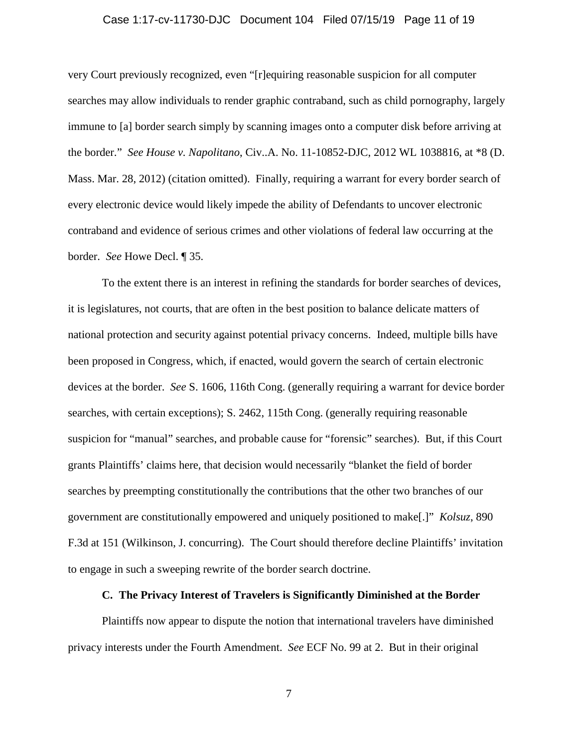very Court previously recognized, even "[r]equiring reasonable suspicion for all computer searches may allow individuals to render graphic contraband, such as child pornography, largely immune to [a] border search simply by scanning images onto a computer disk before arriving at the border." *See House v. Napolitano*, Civ..A. No. 11-10852-DJC, 2012 WL 1038816, at *8 (D. Mass. Mar. 28, 2012) (citation omitted). Finally, requiring a warrant for every border search of every electronic device would likely impede the ability of Defendants to uncover electronic contraband and evidence of serious crimes and other violations of federal law occurring at the border. *See* Howe Decl. ¶ 35.

To the extent there is an interest in refining the standards for border searches of devices, it is legislatures, not courts, that are often in the best position to balance delicate matters of national protection and security against potential privacy concerns. Indeed, multiple bills have been proposed in Congress, which, if enacted, would govern the search of certain electronic devices at the border. *See* S. 1606, 116th Cong. (generally requiring a warrant for device border searches, with certain exceptions); S. 2462, 115th Cong. (generally requiring reasonable suspicion for "manual" searches, and probable cause for "forensic" searches). But, if this Court grants Plaintiffs' claims here, that decision would necessarily "blanket the field of border searches by preempting constitutionally the contributions that the other two branches of our government are constitutionally empowered and uniquely positioned to make[.]" *Kolsuz*, 890 F.3d at 151 (Wilkinson, J. concurring). The Court should therefore decline Plaintiffs' invitation to engage in such a sweeping rewrite of the border search doctrine.

### C. The Privacy Interest of Travelers is Significantly Diminished at the Border

Plaintiffs now appear to dispute the notion that international travelers have diminished privacy interests under the Fourth Amendment. *See* ECF No. 99 at 2. But in their original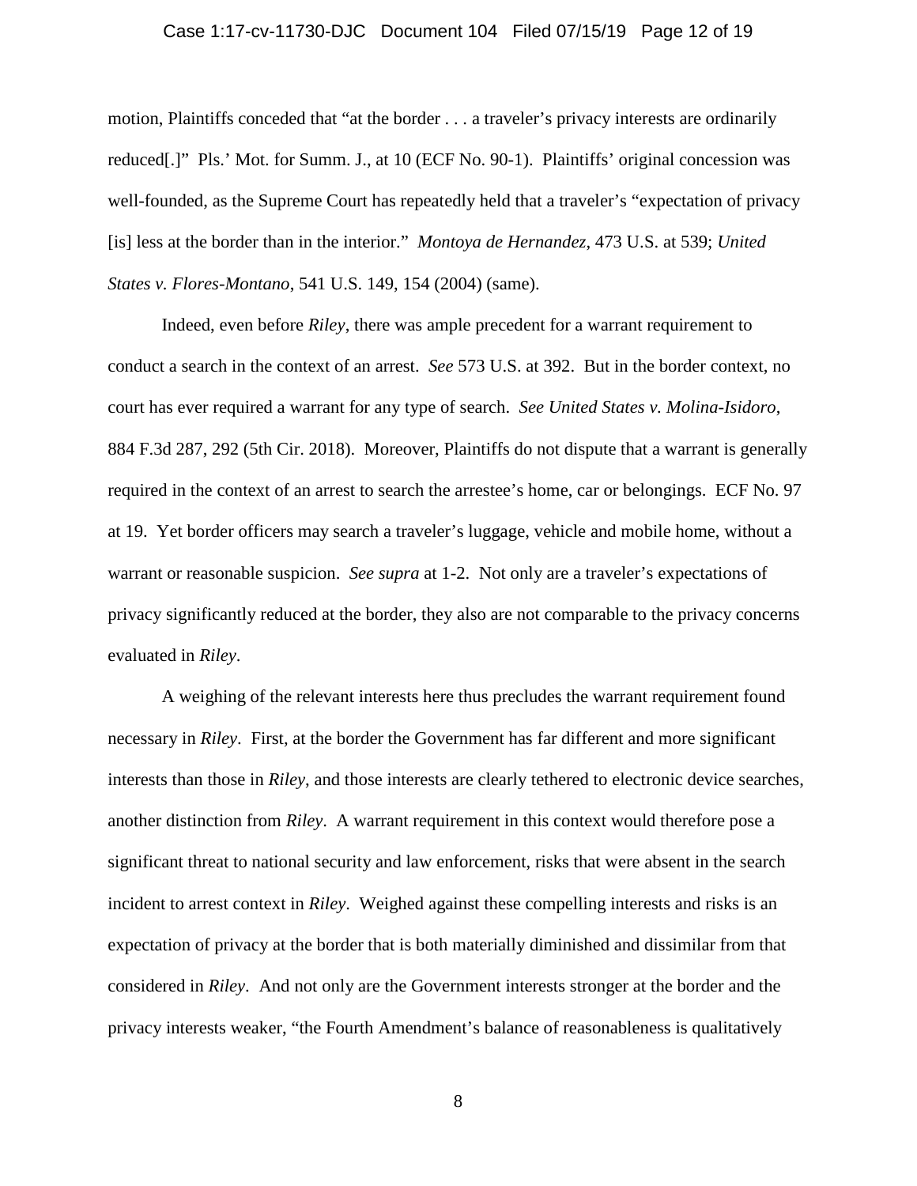motion, Plaintiffs conceded that "at the border . . . a traveler's privacy interests are ordinarily reduced[.]" Pls.' Mot. for Summ. J., at 10 (ECF No. 90-1). Plaintiffs' original concession was well-founded, as the Supreme Court has repeatedly held that a traveler's "expectation of privacy [is] less at the border than in the interior." *Montoya de Hernandez*, 473 U.S. at 539; *United States v. Flores-Montano*, 541 U.S. 149, 154 (2004) (same).

Indeed, even before *Riley*, there was ample precedent for a warrant requirement to conduct a search in the context of an arrest. *See* 573 U.S. at 392. But in the border context, no court has ever required a warrant for any type of search. *See United States v. Molina-Isidoro*, 884 F.3d 287, 292 (5th Cir. 2018). Moreover, Plaintiffs do not dispute that a warrant is generally required in the context of an arrest to search the arrestee's home, car or belongings. ECF No. 97 at 19. Yet border officers may search a traveler's luggage, vehicle and mobile home, without a warrant or reasonable suspicion. *See supra* at 1-2. Not only are a traveler's expectations of privacy significantly reduced at the border, they also are not comparable to the privacy concerns evaluated in *Riley*.

A weighing of the relevant interests here thus precludes the warrant requirement found necessary in *Riley*. First, at the border the Government has far different and more significant interests than those in *Riley*, and those interests are clearly tethered to electronic device searches, another distinction from *Riley*. A warrant requirement in this context would therefore pose a significant threat to national security and law enforcement, risks that were absent in the search incident to arrest context in *Riley*. Weighed against these compelling interests and risks is an expectation of privacy at the border that is both materially diminished and dissimilar from that considered in *Riley*. And not only are the Government interests stronger at the border and the privacy interests weaker, "the Fourth Amendment's balance of reasonableness is qualitatively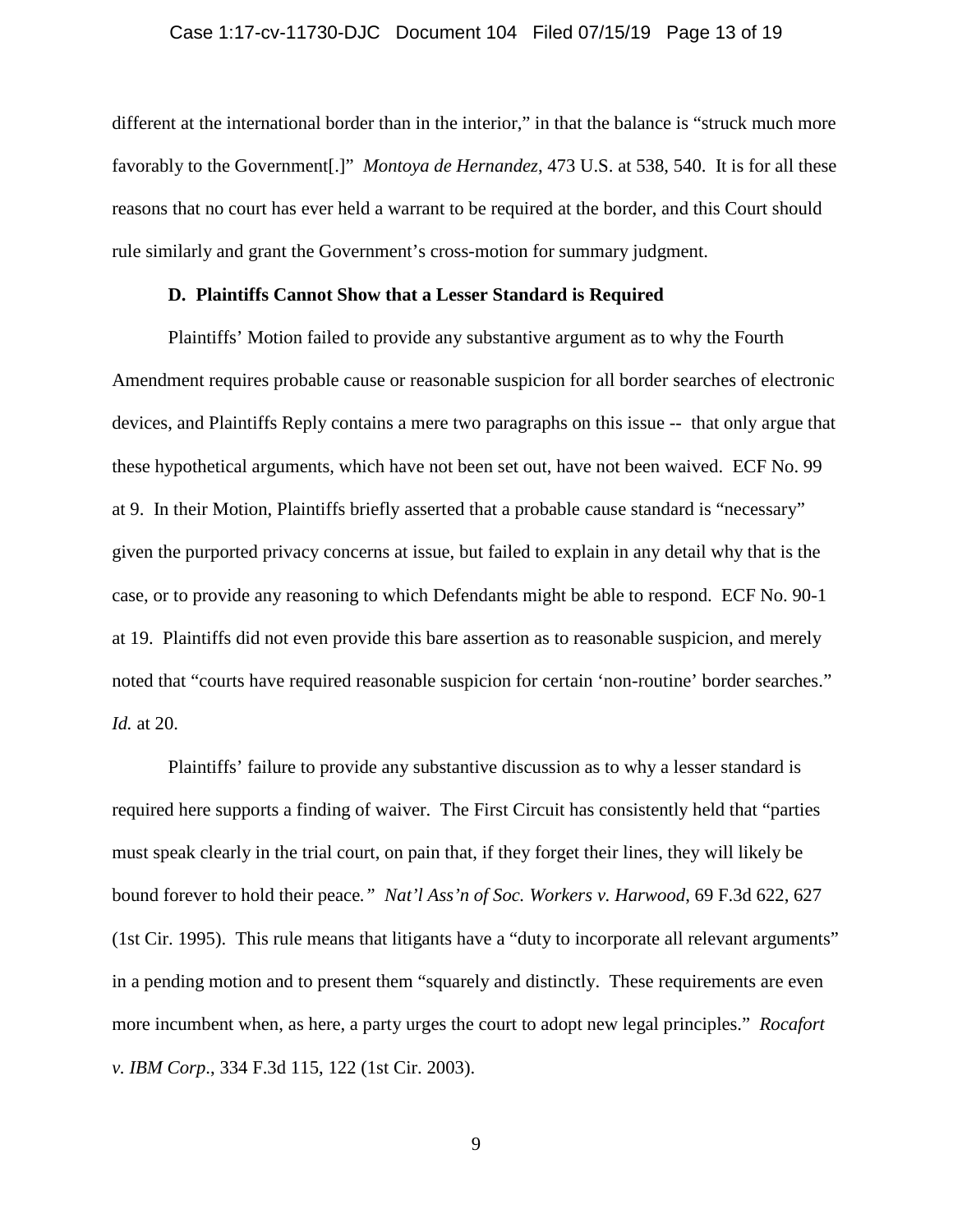different at the international border than in the interior," in that the balance is "struck much more favorably to the Government[.]" *Montoya de Hernandez*, 473 U.S. at 538, 540. It is for all these reasons that no court has ever held a warrant to be required at the border, and this Court should rule similarly and grant the Government's cross-motion for summary judgment.

### D. Plaintiffs Cannot Show that a Lesser Standard is Required

Plaintiffs' Motion failed to provide any substantive argument as to why the Fourth Amendment requires probable cause or reasonable suspicion for all border searches of electronic devices, and Plaintiffs Reply contains a mere two paragraphs on this issue -- that only argue that these hypothetical arguments, which have not been set out, have not been waived. ECF No. 99 at 9. In their Motion, Plaintiffs briefly asserted that a probable cause standard is "necessary" given the purported privacy concerns at issue, but failed to explain in any detail why that is the case, or to provide any reasoning to which Defendants might be able to respond. ECF No. 90-1 at 19. Plaintiffs did not even provide this bare assertion as to reasonable suspicion, and merely noted that "courts have required reasonable suspicion for certain 'non-routine' border searches." *Id.* at 20.

Plaintiffs' failure to provide any substantive discussion as to why a lesser standard is required here supports a finding of waiver. The First Circuit has consistently held that "parties must speak clearly in the trial court, on pain that, if they forget their lines, they will likely be bound forever to hold their peace." *Nat'l Ass'n of Soc. Workers v. Harwood*, 69 F.3d 622, 627 (1st Cir. 1995). This rule means that litigants have a "duty to incorporate all relevant arguments" in a pending motion and to present them "squarely and distinctly. These requirements are even more incumbent when, as here, a party urges the court to adopt new legal principles." *Rocafort v. IBM Corp*., 334 F.3d 115, 122 (1st Cir. 2003).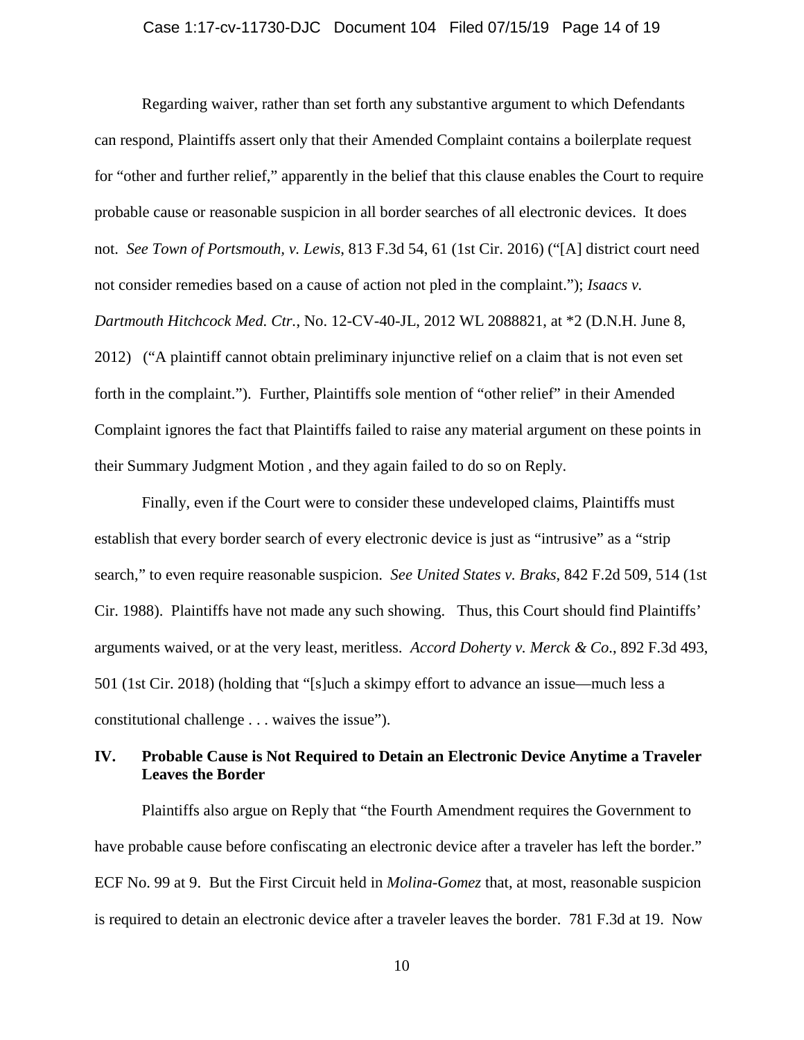Regarding waiver, rather than set forth any substantive argument to which Defendants can respond, Plaintiffs assert only that their Amended Complaint contains a boilerplate request for "other and further relief," apparently in the belief that this clause enables the Court to require probable cause or reasonable suspicion in all border searches of all electronic devices. It does not. *See Town of Portsmouth, v. Lewis*, 813 F.3d 54, 61 (1st Cir. 2016) ("[A] district court need not consider remedies based on a cause of action not pled in the complaint."); *Isaacs v. Dartmouth Hitchcock Med. Ctr.*, No. 12-CV-40-JL, 2012 WL 2088821, at *2 (D.N.H. June 8, 2012) ("A plaintiff cannot obtain preliminary injunctive relief on a claim that is not even set forth in the complaint."). Further, Plaintiffs sole mention of "other relief" in their Amended Complaint ignores the fact that Plaintiffs failed to raise any material argument on these points in their Summary Judgment Motion , and they again failed to do so on Reply.

Finally, even if the Court were to consider these undeveloped claims, Plaintiffs must establish that every border search of every electronic device is just as "intrusive" as a "strip search," to even require reasonable suspicion. *See United States v. Braks*, 842 F.2d 509, 514 (1st Cir. 1988). Plaintiffs have not made any such showing. Thus, this Court should find Plaintiffs' arguments waived, or at the very least, meritless. *Accord Doherty v. Merck & Co*., 892 F.3d 493, 501 (1st Cir. 2018) (holding that "[s]uch a skimpy effort to advance an issue—much less a constitutional challenge . . . waives the issue").

## IV. Probable Cause is Not Required to Detain an Electronic Device Anytime a Traveler Leaves the Border

Plaintiffs also argue on Reply that "the Fourth Amendment requires the Government to have probable cause before confiscating an electronic device after a traveler has left the border." ECF No. 99 at 9. But the First Circuit held in *Molina-Gomez* that, at most, reasonable suspicion is required to detain an electronic device after a traveler leaves the border. 781 F.3d at 19. Now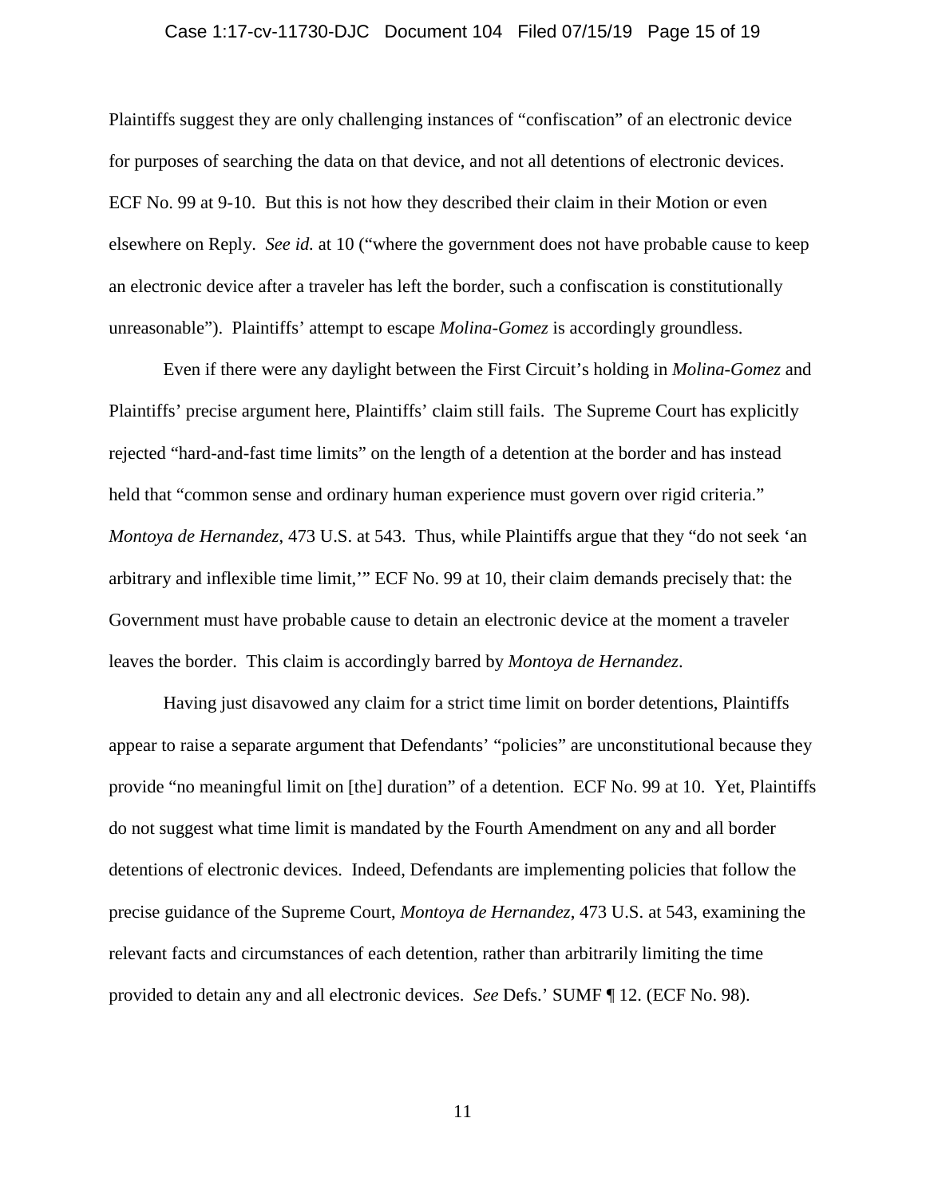Plaintiffs suggest they are only challenging instances of "confiscation" of an electronic device for purposes of searching the data on that device, and not all detentions of electronic devices. ECF No. 99 at 9-10. But this is not how they described their claim in their Motion or even elsewhere on Reply. *See id.* at 10 ("where the government does not have probable cause to keep an electronic device after a traveler has left the border, such a confiscation is constitutionally unreasonable"). Plaintiffs' attempt to escape *Molina-Gomez* is accordingly groundless.

Even if there were any daylight between the First Circuit's holding in *Molina-Gomez* and Plaintiffs' precise argument here, Plaintiffs' claim still fails. The Supreme Court has explicitly rejected "hard-and-fast time limits" on the length of a detention at the border and has instead held that "common sense and ordinary human experience must govern over rigid criteria." *Montoya de Hernandez*, 473 U.S. at 543. Thus, while Plaintiffs argue that they "do not seek 'an arbitrary and inflexible time limit,'" ECF No. 99 at 10, their claim demands precisely that: the Government must have probable cause to detain an electronic device at the moment a traveler leaves the border. This claim is accordingly barred by *Montoya de Hernandez*.

Having just disavowed any claim for a strict time limit on border detentions, Plaintiffs appear to raise a separate argument that Defendants' "policies" are unconstitutional because they provide "no meaningful limit on [the] duration" of a detention. ECF No. 99 at 10. Yet, Plaintiffs do not suggest what time limit is mandated by the Fourth Amendment on any and all border detentions of electronic devices. Indeed, Defendants are implementing policies that follow the precise guidance of the Supreme Court, *Montoya de Hernandez*, 473 U.S. at 543, examining the relevant facts and circumstances of each detention, rather than arbitrarily limiting the time provided to detain any and all electronic devices. *See* Defs.' SUMF ¶ 12. (ECF No. 98).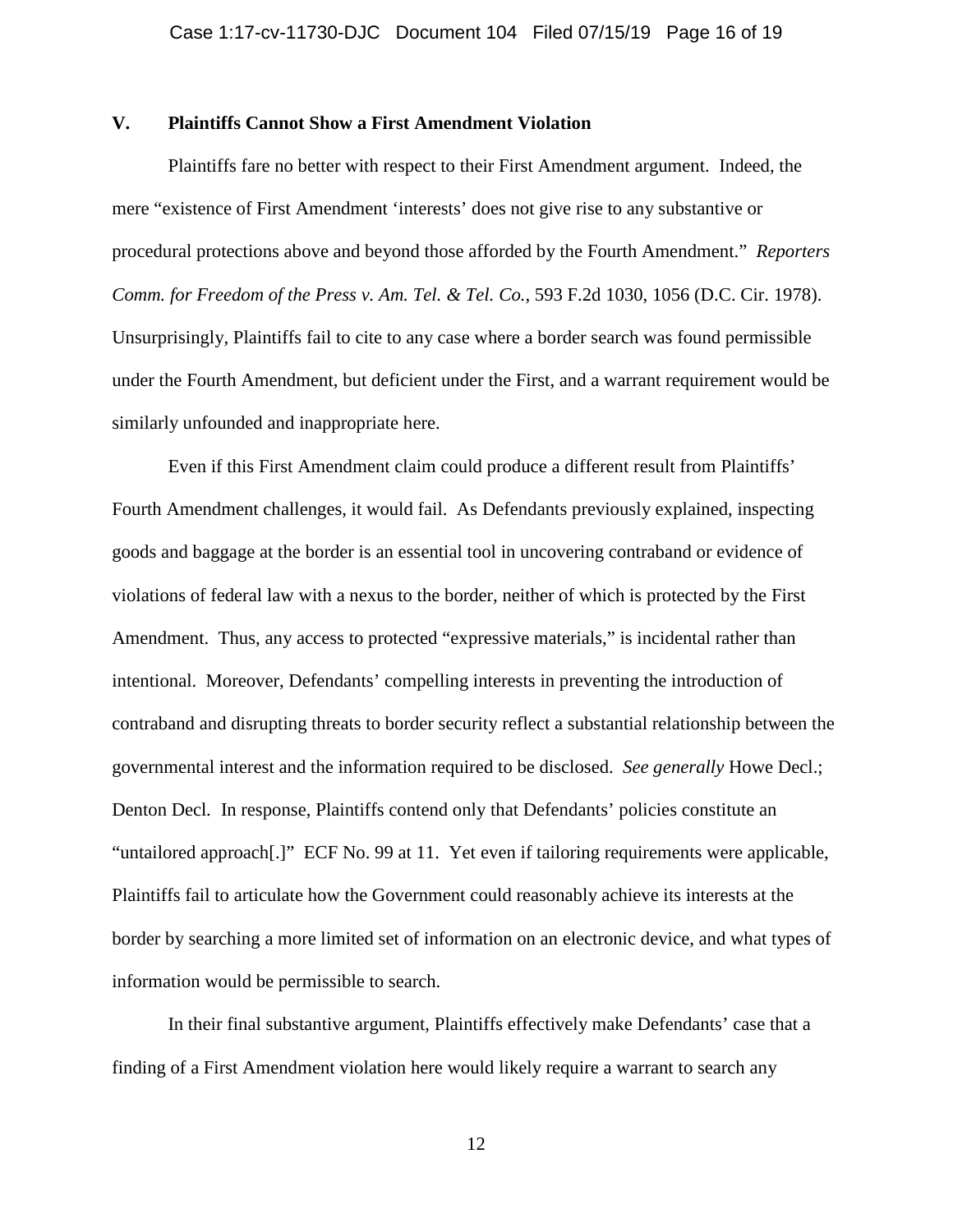## V. Plaintiffs Cannot Show a First Amendment Violation

Plaintiffs fare no better with respect to their First Amendment argument. Indeed, the mere "existence of First Amendment 'interests' does not give rise to any substantive or procedural protections above and beyond those afforded by the Fourth Amendment." *Reporters Comm. for Freedom of the Press v. Am. Tel. & Tel. Co.*, 593 F.2d 1030, 1056 (D.C. Cir. 1978). Unsurprisingly, Plaintiffs fail to cite to any case where a border search was found permissible under the Fourth Amendment, but deficient under the First, and a warrant requirement would be similarly unfounded and inappropriate here.

Even if this First Amendment claim could produce a different result from Plaintiffs' Fourth Amendment challenges, it would fail. As Defendants previously explained, inspecting goods and baggage at the border is an essential tool in uncovering contraband or evidence of violations of federal law with a nexus to the border, neither of which is protected by the First Amendment. Thus, any access to protected "expressive materials," is incidental rather than intentional. Moreover, Defendants' compelling interests in preventing the introduction of contraband and disrupting threats to border security reflect a substantial relationship between the governmental interest and the information required to be disclosed. *See generally* Howe Decl.; Denton Decl. In response, Plaintiffs contend only that Defendants' policies constitute an "untailored approach[.]" ECF No. 99 at 11. Yet even if tailoring requirements were applicable, Plaintiffs fail to articulate how the Government could reasonably achieve its interests at the border by searching a more limited set of information on an electronic device, and what types of information would be permissible to search.

In their final substantive argument, Plaintiffs effectively make Defendants' case that a finding of a First Amendment violation here would likely require a warrant to search any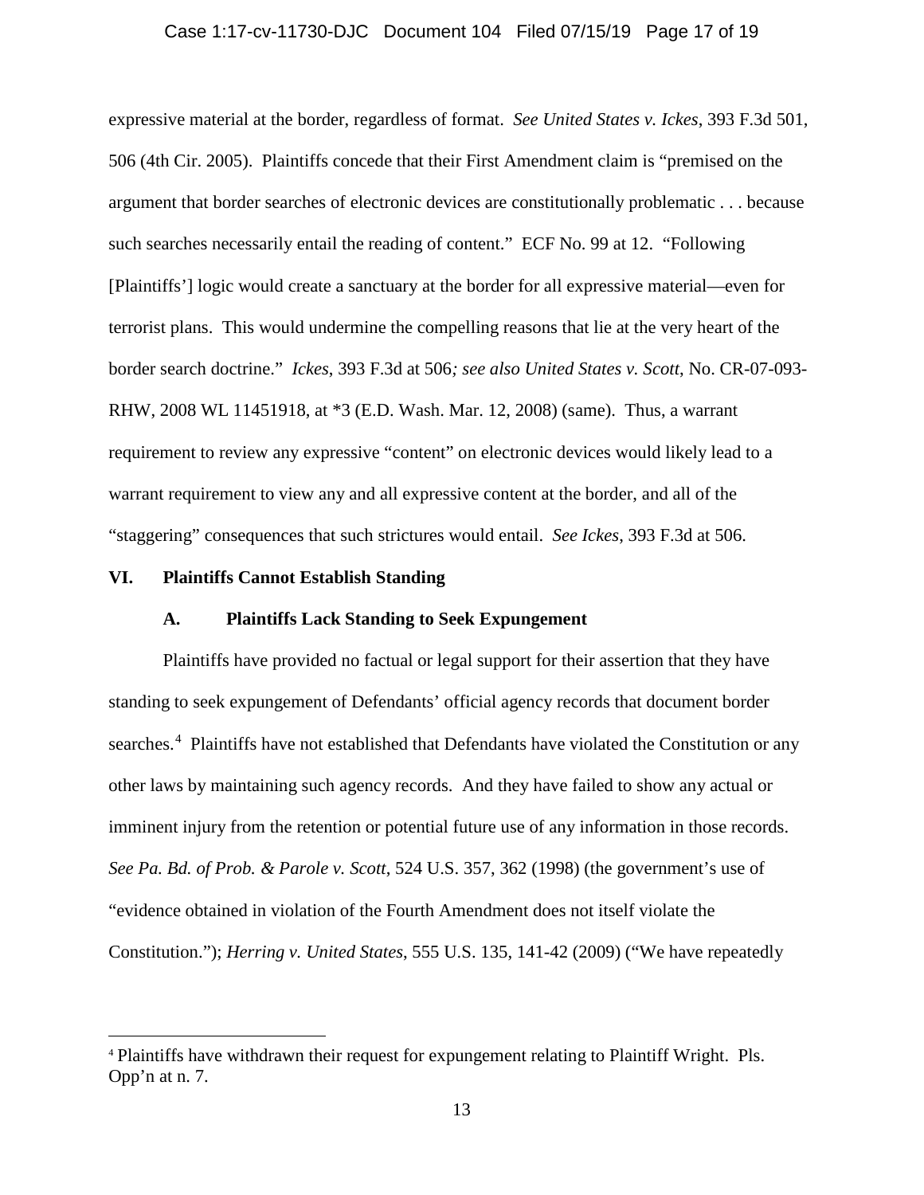expressive material at the border, regardless of format. *See United States v. Ickes*, 393 F.3d 501, 506 (4th Cir. 2005). Plaintiffs concede that their First Amendment claim is "premised on the argument that border searches of electronic devices are constitutionally problematic . . . because such searches necessarily entail the reading of content." ECF No. 99 at 12. "Following [Plaintiffs'] logic would create a sanctuary at the border for all expressive material—even for terrorist plans. This would undermine the compelling reasons that lie at the very heart of the border search doctrine." *Ickes*, 393 F.3d at 506*; see also United States v. Scott*, No. CR-07-093-RHW, 2008 WL 11451918, at *3 (E.D. Wash. Mar. 12, 2008) (same). Thus, a warrant requirement to review any expressive "content" on electronic devices would likely lead to a warrant requirement to view any and all expressive content at the border, and all of the "staggering" consequences that such strictures would entail. *See Ickes*, 393 F.3d at 506.

## VI. Plaintiffs Cannot Establish Standing

### A. Plaintiffs Lack Standing to Seek Expungement

Plaintiffs have provided no factual or legal support for their assertion that they have standing to seek expungement of Defendants' official agency records that document border searches.[4] Plaintiffs have not established that Defendants have violated the Constitution or any other laws by maintaining such agency records. And they have failed to show any actual or imminent injury from the retention or potential future use of any information in those records. *See Pa. Bd. of Prob. & Parole v. Scott*, 524 U.S. 357, 362 (1998) (the government's use of "evidence obtained in violation of the Fourth Amendment does not itself violate the Constitution."); *Herring v. United States*, 555 U.S. 135, 141-42 (2009) ("We have repeatedly

---

[4] Plaintiffs have withdrawn their request for expungement relating to Plaintiff Wright. Pls. Opp'n at n. 7.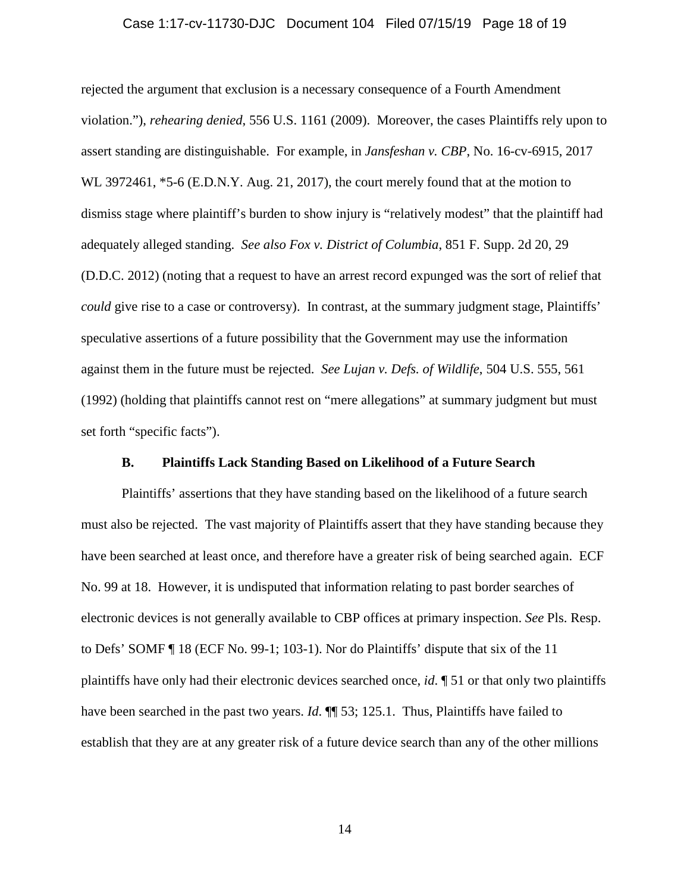rejected the argument that exclusion is a necessary consequence of a Fourth Amendment violation."), *rehearing denied*, 556 U.S. 1161 (2009). Moreover, the cases Plaintiffs rely upon to assert standing are distinguishable. For example, in *Jansfeshan v. CBP*, No. 16-cv-6915, 2017 WL 3972461, *5-6 (E.D.N.Y. Aug. 21, 2017), the court merely found that at the motion to dismiss stage where plaintiff's burden to show injury is "relatively modest" that the plaintiff had adequately alleged standing. *See also Fox v. District of Columbia*, 851 F. Supp. 2d 20, 29 (D.D.C. 2012) (noting that a request to have an arrest record expunged was the sort of relief that *could* give rise to a case or controversy). In contrast, at the summary judgment stage, Plaintiffs' speculative assertions of a future possibility that the Government may use the information against them in the future must be rejected. *See Lujan v. Defs. of Wildlife*, 504 U.S. 555, 561 (1992) (holding that plaintiffs cannot rest on "mere allegations" at summary judgment but must set forth "specific facts").

### B. Plaintiffs Lack Standing Based on Likelihood of a Future Search

Plaintiffs' assertions that they have standing based on the likelihood of a future search must also be rejected. The vast majority of Plaintiffs assert that they have standing because they have been searched at least once, and therefore have a greater risk of being searched again. ECF No. 99 at 18. However, it is undisputed that information relating to past border searches of electronic devices is not generally available to CBP offices at primary inspection. *See* Pls. Resp. to Defs' SOMF ¶ 18 (ECF No. 99-1; 103-1). Nor do Plaintiffs' dispute that six of the 11 plaintiffs have only had their electronic devices searched once, *id.* ¶ 51 or that only two plaintiffs have been searched in the past two years. *Id.* ¶¶ 53; 125.1. Thus, Plaintiffs have failed to establish that they are at any greater risk of a future device search than any of the other millions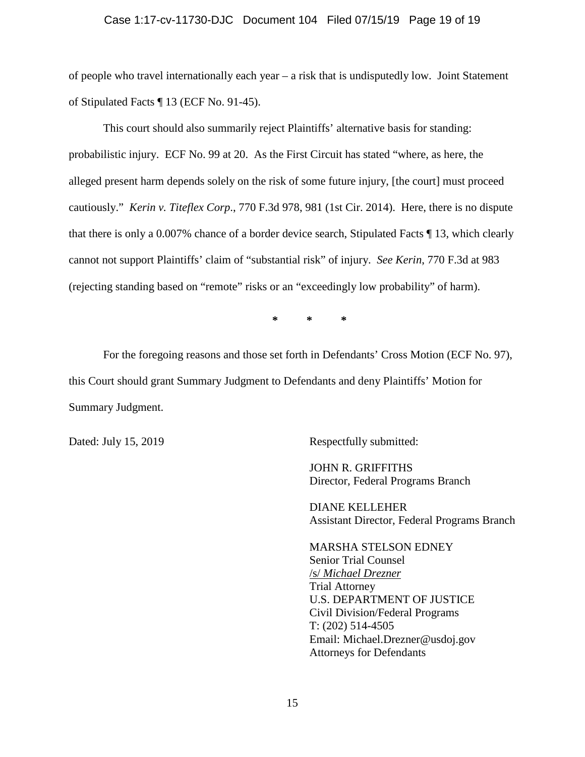of people who travel internationally each year – a risk that is undisputedly low. Joint Statement of Stipulated Facts ¶ 13 (ECF No. 91-45).

This court should also summarily reject Plaintiffs' alternative basis for standing: probabilistic injury. ECF No. 99 at 20. As the First Circuit has stated "where, as here, the alleged present harm depends solely on the risk of some future injury, [the court] must proceed cautiously." *Kerin v. Titeflex Corp*., 770 F.3d 978, 981 (1st Cir. 2014). Here, there is no dispute that there is only a 0.007% chance of a border device search, Stipulated Facts ¶ 13, which clearly cannot not support Plaintiffs' claim of "substantial risk" of injury. *See Kerin*, 770 F.3d at 983 (rejecting standing based on "remote" risks or an "exceedingly low probability" of harm).

\* \* \*

For the foregoing reasons and those set forth in Defendants' Cross Motion (ECF No. 97), this Court should grant Summary Judgment to Defendants and deny Plaintiffs' Motion for Summary Judgment.

Dated: July 15, 2019

Respectfully submitted:

JOHN R. GRIFFITHS
Director, Federal Programs Branch

DIANE KELLEHER
Assistant Director, Federal Programs Branch

MARSHA STELSON EDNEY
Senior Trial Counsel
/s/ *Michael Drezner*
Trial Attorney
U.S. DEPARTMENT OF JUSTICE
Civil Division/Federal Programs
T: (202) 514-4505
Email: Michael.Drezner@usdoj.gov
Attorneys for Defendants